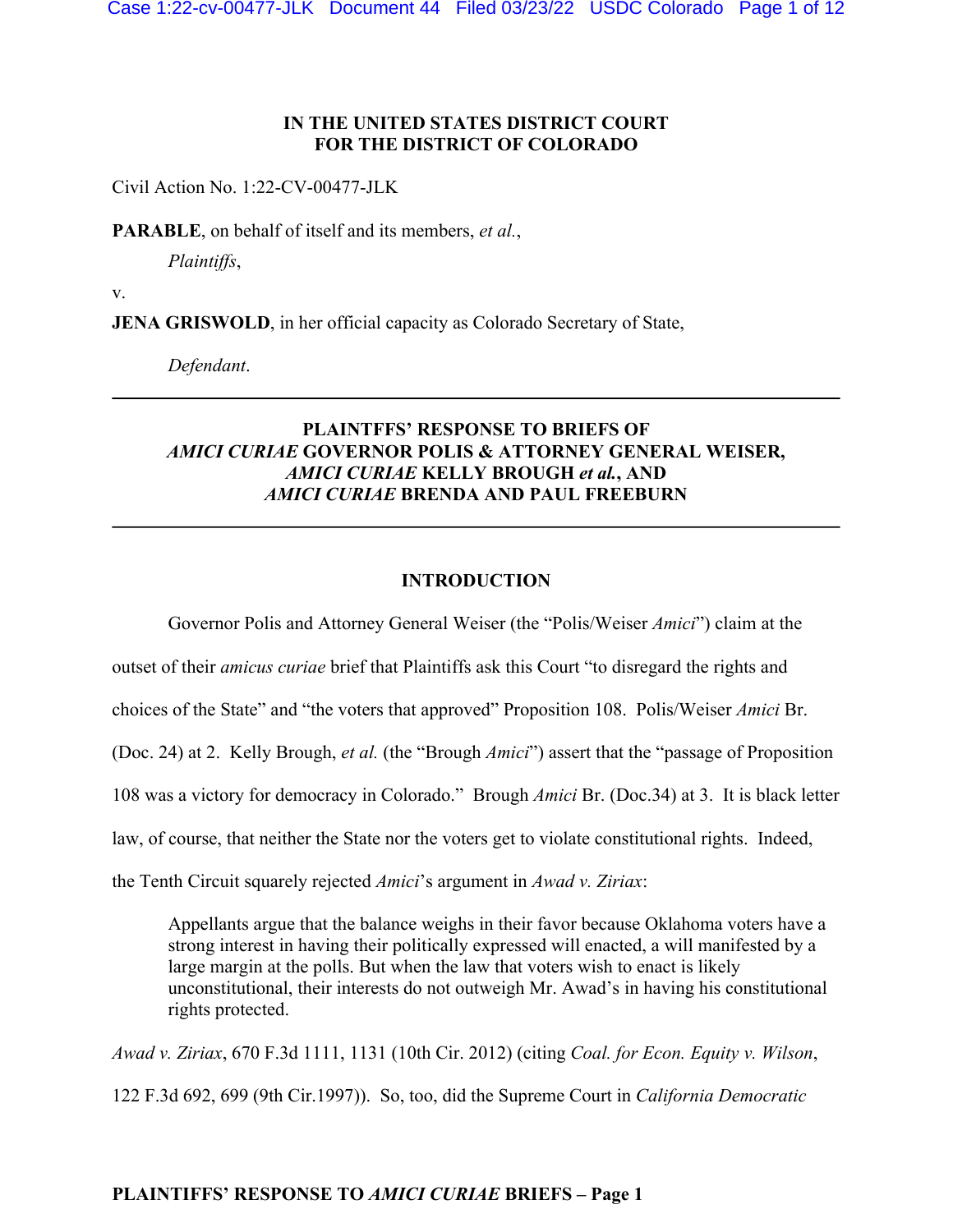**IN THE UNITED STATES DISTRICT COURT**
**FOR THE DISTRICT OF COLORADO**

Civil Action No. 1:22-CV-00477-JLK

**PARABLE**, on behalf of itself and its members, *et al.*,

*Plaintiffs*,

v.

**JENA GRISWOLD**, in her official capacity as Colorado Secretary of State,

*Defendant*.

---

**PLAINTFFS' RESPONSE TO BRIEFS OF *AMICI CURIAE* GOVERNOR POLIS & ATTORNEY GENERAL WEISER, *AMICI CURIAE* KELLY BROUGH *et al.*, AND *AMICI CURIAE* BRENDA AND PAUL FREEBURN**

---

## INTRODUCTION

Governor Polis and Attorney General Weiser (the "Polis/Weiser *Amici*") claim at the outset of their *amicus curiae* brief that Plaintiffs ask this Court "to disregard the rights and choices of the State" and "the voters that approved" Proposition 108. Polis/Weiser *Amici* Br. (Doc. 24) at 2. Kelly Brough, *et al.* (the "Brough *Amici*") assert that the "passage of Proposition 108 was a victory for democracy in Colorado." Brough *Amici* Br. (Doc.34) at 3. It is black letter law, of course, that neither the State nor the voters get to violate constitutional rights. Indeed, the Tenth Circuit squarely rejected *Amici*'s argument in *Awad v. Ziriax*:

> Appellants argue that the balance weighs in their favor because Oklahoma voters have a strong interest in having their politically expressed will enacted, a will manifested by a large margin at the polls. But when the law that voters wish to enact is likely unconstitutional, their interests do not outweigh Mr. Awad's in having his constitutional rights protected.

*Awad v. Ziriax*, 670 F.3d 1111, 1131 (10th Cir. 2012) (citing *Coal. for Econ. Equity v. Wilson*, 122 F.3d 692, 699 (9th Cir.1997)). So, too, did the Supreme Court in *California Democratic*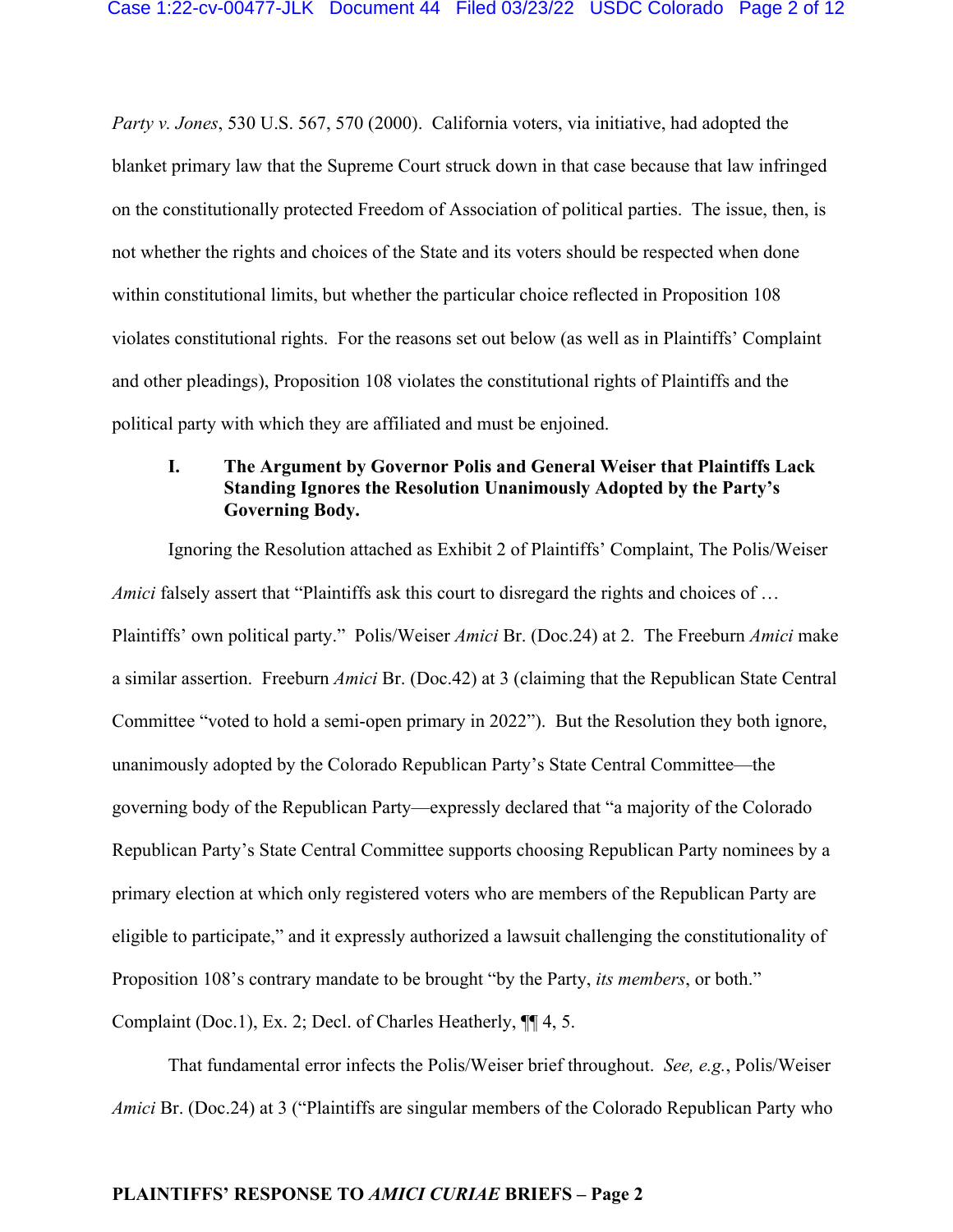*Party v. Jones*, 530 U.S. 567, 570 (2000). California voters, via initiative, had adopted the blanket primary law that the Supreme Court struck down in that case because that law infringed on the constitutionally protected Freedom of Association of political parties. The issue, then, is not whether the rights and choices of the State and its voters should be respected when done within constitutional limits, but whether the particular choice reflected in Proposition 108 violates constitutional rights. For the reasons set out below (as well as in Plaintiffs' Complaint and other pleadings), Proposition 108 violates the constitutional rights of Plaintiffs and the political party with which they are affiliated and must be enjoined.

## I. The Argument by Governor Polis and General Weiser that Plaintiffs Lack Standing Ignores the Resolution Unanimously Adopted by the Party's Governing Body.

Ignoring the Resolution attached as Exhibit 2 of Plaintiffs' Complaint, The Polis/Weiser *Amici* falsely assert that "Plaintiffs ask this court to disregard the rights and choices of … Plaintiffs' own political party." Polis/Weiser *Amici* Br. (Doc.24) at 2. The Freeburn *Amici* make a similar assertion. Freeburn *Amici* Br. (Doc.42) at 3 (claiming that the Republican State Central Committee "voted to hold a semi-open primary in 2022"). But the Resolution they both ignore, unanimously adopted by the Colorado Republican Party's State Central Committee—the governing body of the Republican Party—expressly declared that "a majority of the Colorado Republican Party's State Central Committee supports choosing Republican Party nominees by a primary election at which only registered voters who are members of the Republican Party are eligible to participate," and it expressly authorized a lawsuit challenging the constitutionality of Proposition 108's contrary mandate to be brought "by the Party, *its members*, or both." Complaint (Doc.1), Ex. 2; Decl. of Charles Heatherly, ¶¶ 4, 5.

That fundamental error infects the Polis/Weiser brief throughout. *See, e.g.*, Polis/Weiser *Amici* Br. (Doc.24) at 3 ("Plaintiffs are singular members of the Colorado Republican Party who

**PLAINTIFFS' RESPONSE TO *AMICI CURIAE* BRIEFS – Page 2**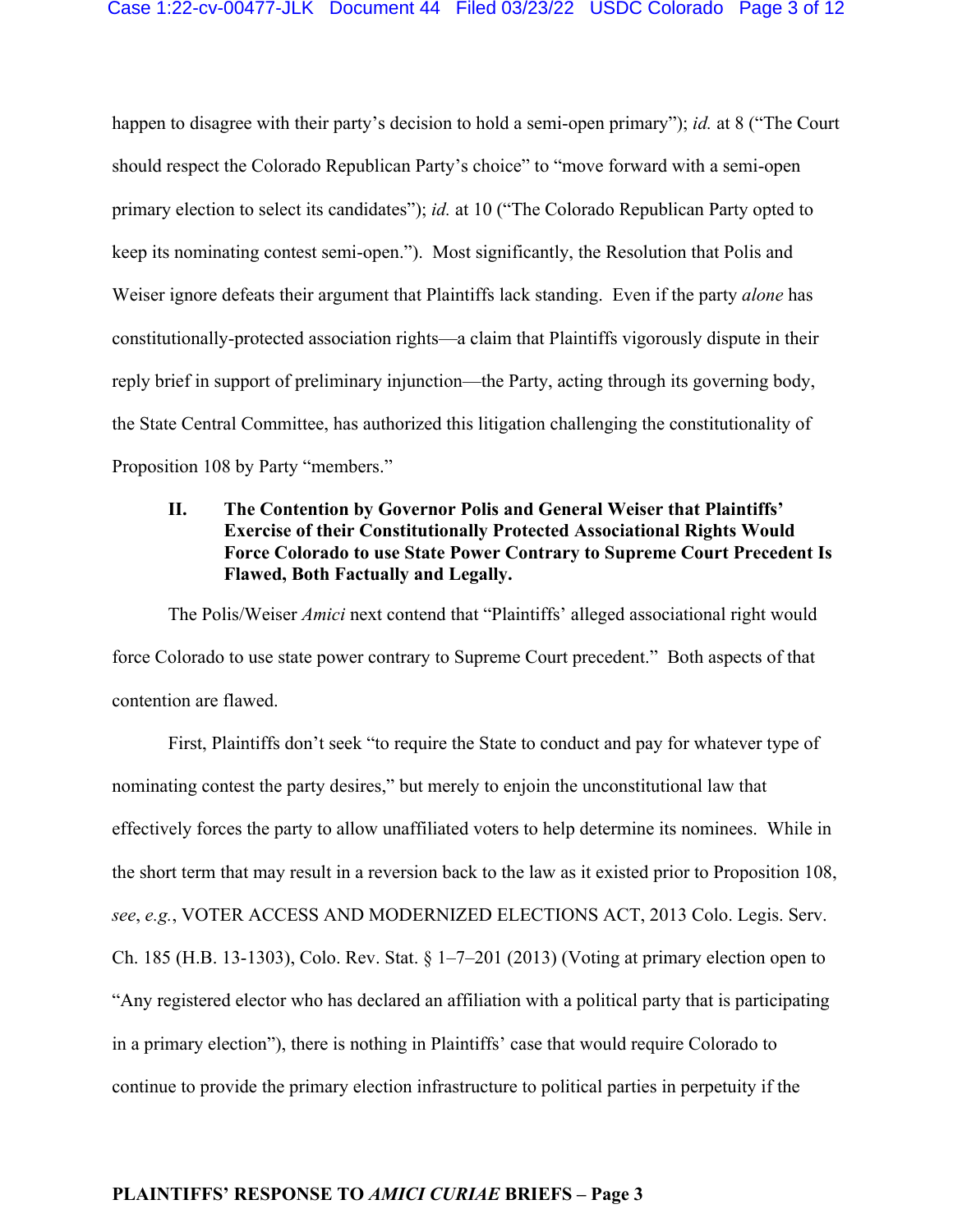happen to disagree with their party's decision to hold a semi-open primary"); *id.* at 8 ("The Court should respect the Colorado Republican Party's choice" to "move forward with a semi-open primary election to select its candidates"); *id.* at 10 ("The Colorado Republican Party opted to keep its nominating contest semi-open."). Most significantly, the Resolution that Polis and Weiser ignore defeats their argument that Plaintiffs lack standing. Even if the party *alone* has constitutionally-protected association rights—a claim that Plaintiffs vigorously dispute in their reply brief in support of preliminary injunction—the Party, acting through its governing body, the State Central Committee, has authorized this litigation challenging the constitutionality of Proposition 108 by Party "members."

## II. The Contention by Governor Polis and General Weiser that Plaintiffs' Exercise of their Constitutionally Protected Associational Rights Would Force Colorado to use State Power Contrary to Supreme Court Precedent Is Flawed, Both Factually and Legally.

The Polis/Weiser *Amici* next contend that "Plaintiffs' alleged associational right would force Colorado to use state power contrary to Supreme Court precedent." Both aspects of that contention are flawed.

First, Plaintiffs don't seek "to require the State to conduct and pay for whatever type of nominating contest the party desires," but merely to enjoin the unconstitutional law that effectively forces the party to allow unaffiliated voters to help determine its nominees. While in the short term that may result in a reversion back to the law as it existed prior to Proposition 108, *see*, *e.g.*, VOTER ACCESS AND MODERNIZED ELECTIONS ACT, 2013 Colo. Legis. Serv. Ch. 185 (H.B. 13-1303), Colo. Rev. Stat. § 1–7–201 (2013) (Voting at primary election open to "Any registered elector who has declared an affiliation with a political party that is participating in a primary election"), there is nothing in Plaintiffs' case that would require Colorado to continue to provide the primary election infrastructure to political parties in perpetuity if the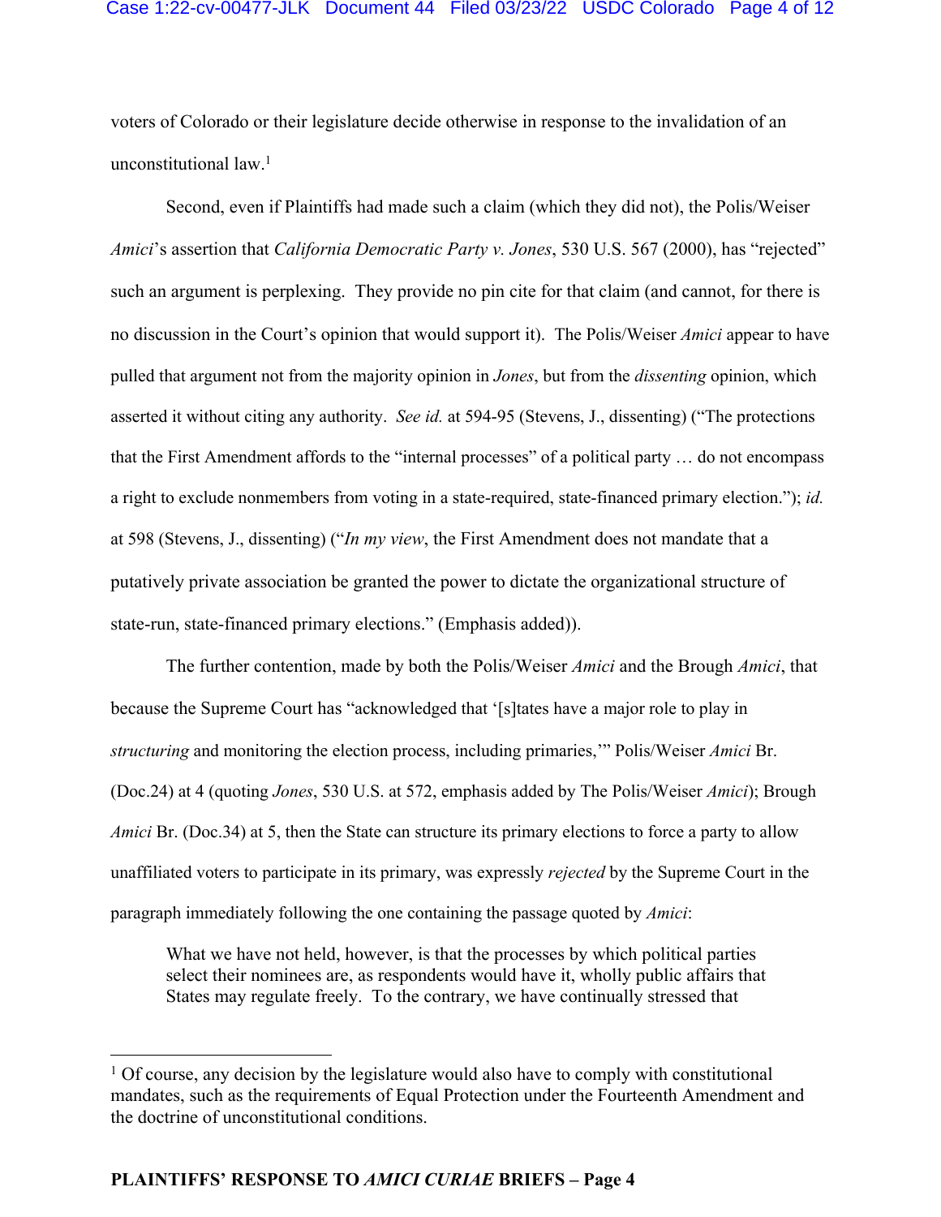voters of Colorado or their legislature decide otherwise in response to the invalidation of an unconstitutional law.[1]

Second, even if Plaintiffs had made such a claim (which they did not), the Polis/Weiser *Amici*'s assertion that *California Democratic Party v. Jones*, 530 U.S. 567 (2000), has "rejected" such an argument is perplexing. They provide no pin cite for that claim (and cannot, for there is no discussion in the Court's opinion that would support it). The Polis/Weiser *Amici* appear to have pulled that argument not from the majority opinion in *Jones*, but from the *dissenting* opinion, which asserted it without citing any authority. *See id.* at 594-95 (Stevens, J., dissenting) ("The protections that the First Amendment affords to the "internal processes" of a political party … do not encompass a right to exclude nonmembers from voting in a state-required, state-financed primary election."); *id.* at 598 (Stevens, J., dissenting) ("*In my view*, the First Amendment does not mandate that a putatively private association be granted the power to dictate the organizational structure of state-run, state-financed primary elections." (Emphasis added)).

The further contention, made by both the Polis/Weiser *Amici* and the Brough *Amici*, that because the Supreme Court has "acknowledged that '[s]tates have a major role to play in *structuring* and monitoring the election process, including primaries,'" Polis/Weiser *Amici* Br. (Doc.24) at 4 (quoting *Jones*, 530 U.S. at 572, emphasis added by The Polis/Weiser *Amici*); Brough *Amici* Br. (Doc.34) at 5, then the State can structure its primary elections to force a party to allow unaffiliated voters to participate in its primary, was expressly *rejected* by the Supreme Court in the paragraph immediately following the one containing the passage quoted by *Amici*:

> What we have not held, however, is that the processes by which political parties select their nominees are, as respondents would have it, wholly public affairs that States may regulate freely. To the contrary, we have continually stressed that

---

[1] Of course, any decision by the legislature would also have to comply with constitutional mandates, such as the requirements of Equal Protection under the Fourteenth Amendment and the doctrine of unconstitutional conditions.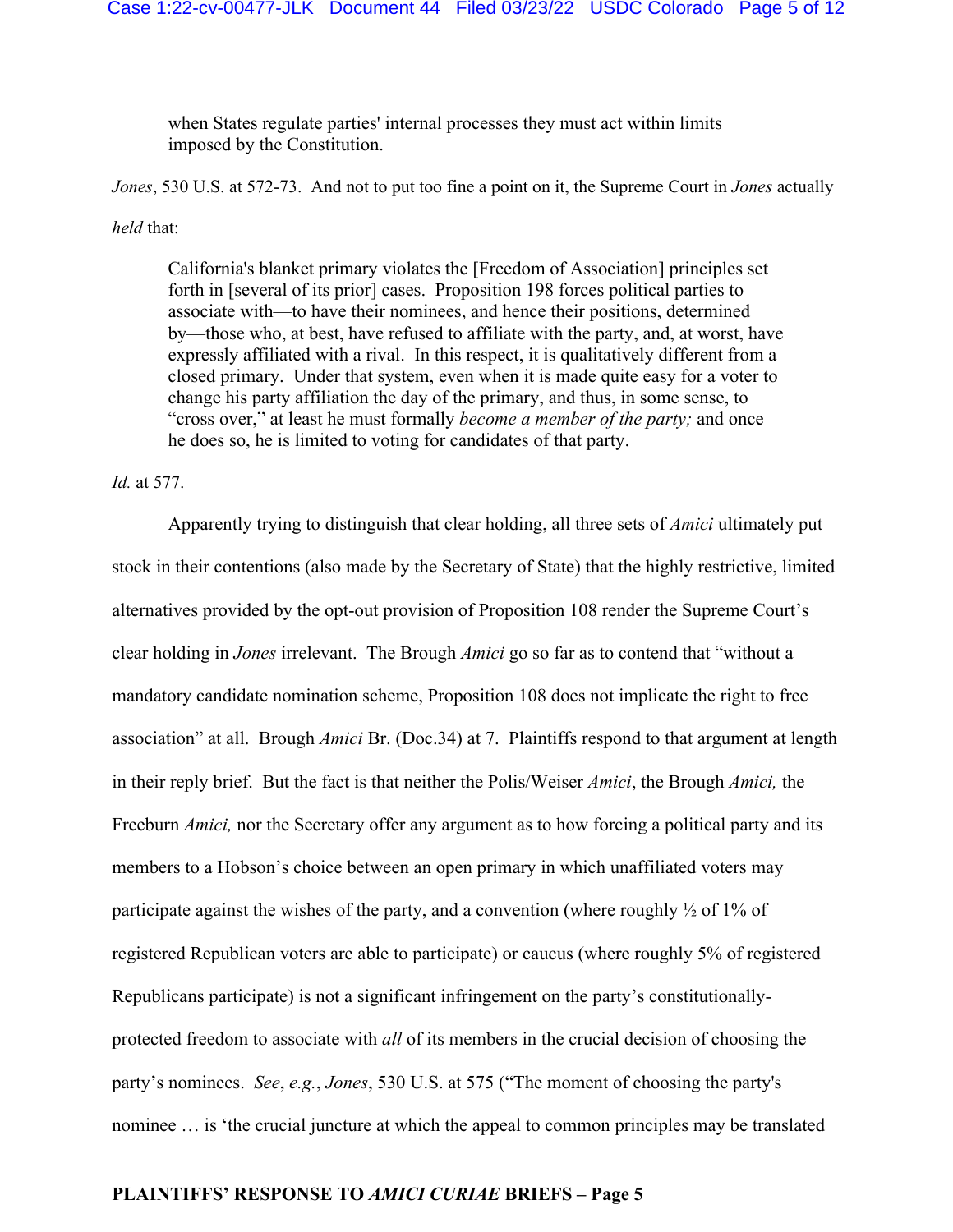> when States regulate parties' internal processes they must act within limits imposed by the Constitution.

*Jones*, 530 U.S. at 572-73. And not to put too fine a point on it, the Supreme Court in *Jones* actually *held* that:

> California's blanket primary violates the [Freedom of Association] principles set forth in [several of its prior] cases. Proposition 198 forces political parties to associate with—to have their nominees, and hence their positions, determined by—those who, at best, have refused to affiliate with the party, and, at worst, have expressly affiliated with a rival. In this respect, it is qualitatively different from a closed primary. Under that system, even when it is made quite easy for a voter to change his party affiliation the day of the primary, and thus, in some sense, to "cross over," at least he must formally *become a member of the party;* and once he does so, he is limited to voting for candidates of that party.

*Id.* at 577.

Apparently trying to distinguish that clear holding, all three sets of *Amici* ultimately put stock in their contentions (also made by the Secretary of State) that the highly restrictive, limited alternatives provided by the opt-out provision of Proposition 108 render the Supreme Court's clear holding in *Jones* irrelevant. The Brough *Amici* go so far as to contend that "without a mandatory candidate nomination scheme, Proposition 108 does not implicate the right to free association" at all. Brough *Amici* Br. (Doc.34) at 7. Plaintiffs respond to that argument at length in their reply brief. But the fact is that neither the Polis/Weiser *Amici*, the Brough *Amici,* the Freeburn *Amici,* nor the Secretary offer any argument as to how forcing a political party and its members to a Hobson's choice between an open primary in which unaffiliated voters may participate against the wishes of the party, and a convention (where roughly ½ of 1% of registered Republican voters are able to participate) or caucus (where roughly 5% of registered Republicans participate) is not a significant infringement on the party's constitutionally-protected freedom to associate with *all* of its members in the crucial decision of choosing the party's nominees. *See*, *e.g.*, *Jones*, 530 U.S. at 575 ("The moment of choosing the party's nominee … is 'the crucial juncture at which the appeal to common principles may be translated

**PLAINTIFFS' RESPONSE TO *AMICI CURIAE* BRIEFS – Page 5**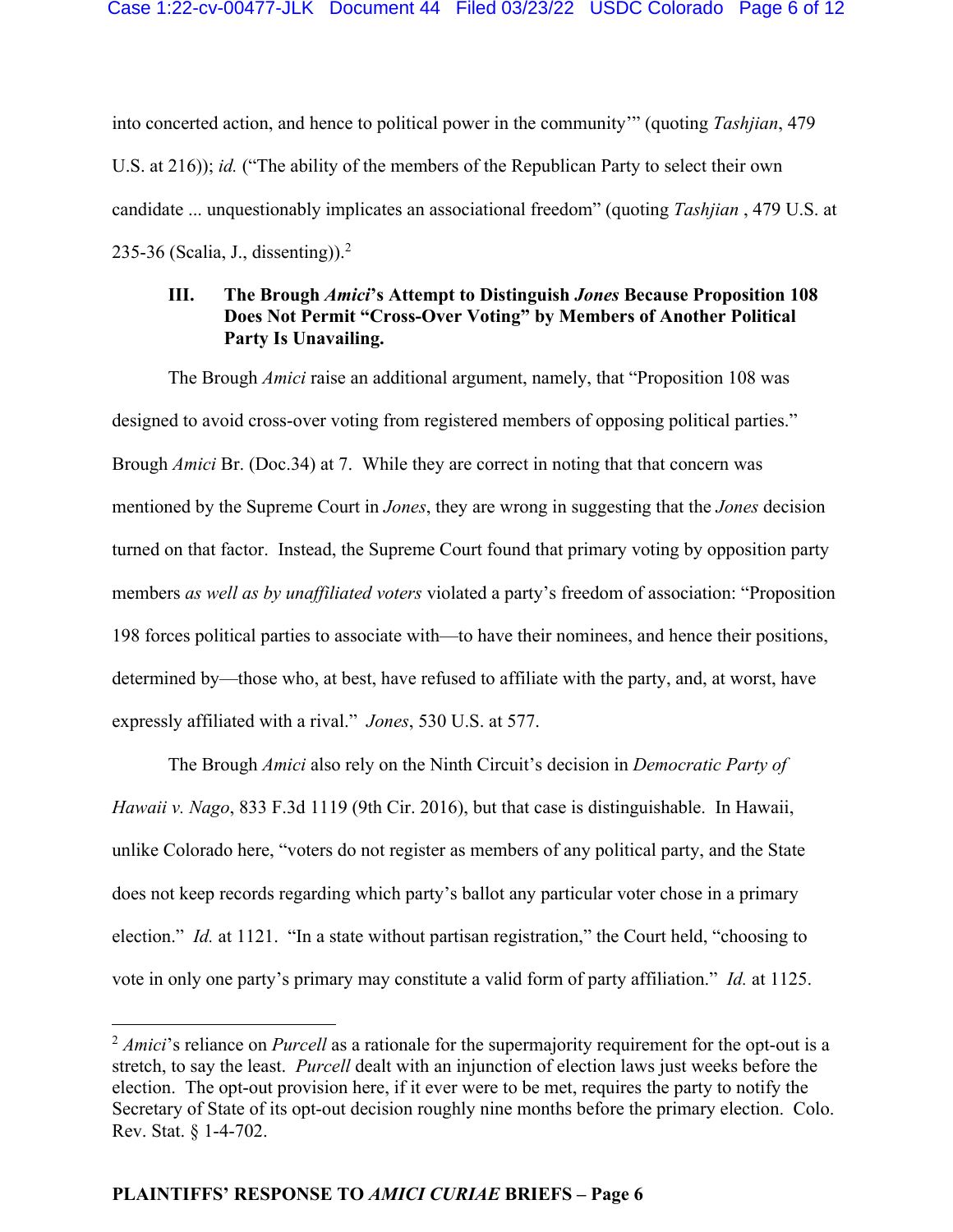into concerted action, and hence to political power in the community'" (quoting *Tashjian*, 479 U.S. at 216)); *id.* ("The ability of the members of the Republican Party to select their own candidate ... unquestionably implicates an associational freedom" (quoting *Tashjian* , 479 U.S. at 235-36 (Scalia, J., dissenting)).[2]

### III. The Brough *Amici*'s Attempt to Distinguish *Jones* Because Proposition 108 Does Not Permit "Cross-Over Voting" by Members of Another Political Party Is Unavailing.

The Brough *Amici* raise an additional argument, namely, that "Proposition 108 was designed to avoid cross-over voting from registered members of opposing political parties." Brough *Amici* Br. (Doc.34) at 7. While they are correct in noting that that concern was mentioned by the Supreme Court in *Jones*, they are wrong in suggesting that the *Jones* decision turned on that factor. Instead, the Supreme Court found that primary voting by opposition party members *as well as by unaffiliated voters* violated a party's freedom of association: "Proposition 198 forces political parties to associate with—to have their nominees, and hence their positions, determined by—those who, at best, have refused to affiliate with the party, and, at worst, have expressly affiliated with a rival." *Jones*, 530 U.S. at 577.

The Brough *Amici* also rely on the Ninth Circuit's decision in *Democratic Party of Hawaii v. Nago*, 833 F.3d 1119 (9th Cir. 2016), but that case is distinguishable. In Hawaii, unlike Colorado here, "voters do not register as members of any political party, and the State does not keep records regarding which party's ballot any particular voter chose in a primary election." *Id.* at 1121. "In a state without partisan registration," the Court held, "choosing to vote in only one party's primary may constitute a valid form of party affiliation." *Id.* at 1125.

---

[2] *Amici*'s reliance on *Purcell* as a rationale for the supermajority requirement for the opt-out is a stretch, to say the least. *Purcell* dealt with an injunction of election laws just weeks before the election. The opt-out provision here, if it ever were to be met, requires the party to notify the Secretary of State of its opt-out decision roughly nine months before the primary election. Colo. Rev. Stat. § 1-4-702.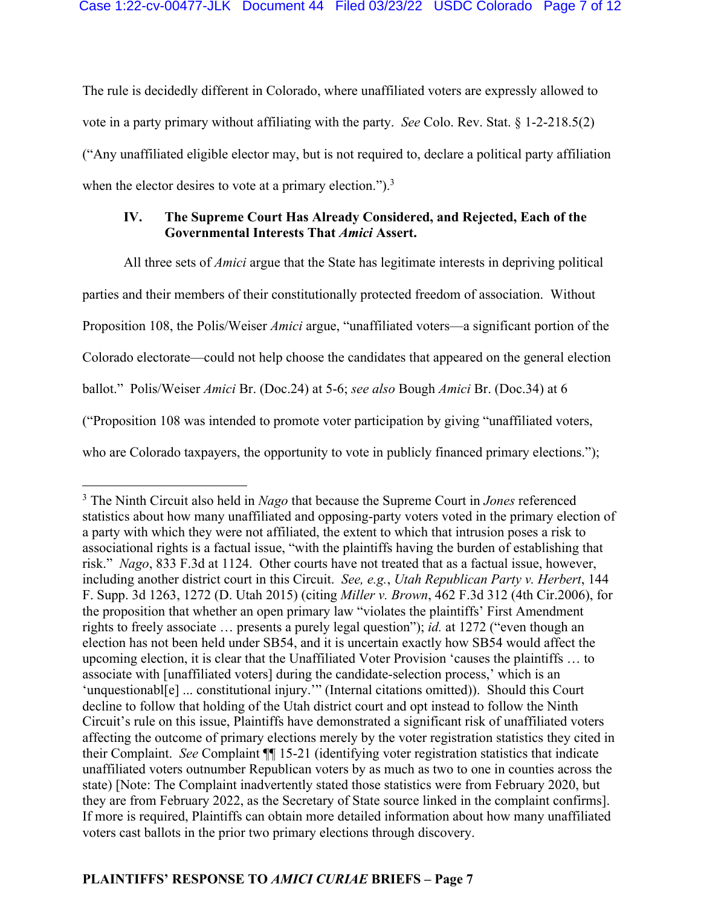The rule is decidedly different in Colorado, where unaffiliated voters are expressly allowed to vote in a party primary without affiliating with the party. *See* Colo. Rev. Stat. § 1-2-218.5(2) ("Any unaffiliated eligible elector may, but is not required to, declare a political party affiliation when the elector desires to vote at a primary election.").[3]

### IV. The Supreme Court Has Already Considered, and Rejected, Each of the Governmental Interests That *Amici* Assert.

All three sets of *Amici* argue that the State has legitimate interests in depriving political parties and their members of their constitutionally protected freedom of association. Without Proposition 108, the Polis/Weiser *Amici* argue, "unaffiliated voters—a significant portion of the Colorado electorate—could not help choose the candidates that appeared on the general election ballot." Polis/Weiser *Amici* Br. (Doc.24) at 5-6; *see also* Bough *Amici* Br. (Doc.34) at 6 ("Proposition 108 was intended to promote voter participation by giving "unaffiliated voters, who are Colorado taxpayers, the opportunity to vote in publicly financed primary elections.");

---

[3] The Ninth Circuit also held in *Nago* that because the Supreme Court in *Jones* referenced statistics about how many unaffiliated and opposing-party voters voted in the primary election of a party with which they were not affiliated, the extent to which that intrusion poses a risk to associational rights is a factual issue, "with the plaintiffs having the burden of establishing that risk." *Nago*, 833 F.3d at 1124. Other courts have not treated that as a factual issue, however, including another district court in this Circuit. *See, e.g.*, *Utah Republican Party v. Herbert*, 144 F. Supp. 3d 1263, 1272 (D. Utah 2015) (citing *Miller v. Brown*, 462 F.3d 312 (4th Cir.2006), for the proposition that whether an open primary law "violates the plaintiffs' First Amendment rights to freely associate … presents a purely legal question"); *id.* at 1272 ("even though an election has not been held under SB54, and it is uncertain exactly how SB54 would affect the upcoming election, it is clear that the Unaffiliated Voter Provision 'causes the plaintiffs … to associate with [unaffiliated voters] during the candidate-selection process,' which is an 'unquestionabl[e] ... constitutional injury.'" (Internal citations omitted)). Should this Court decline to follow that holding of the Utah district court and opt instead to follow the Ninth Circuit's rule on this issue, Plaintiffs have demonstrated a significant risk of unaffiliated voters affecting the outcome of primary elections merely by the voter registration statistics they cited in their Complaint. *See* Complaint ¶¶ 15-21 (identifying voter registration statistics that indicate unaffiliated voters outnumber Republican voters by as much as two to one in counties across the state) [Note: The Complaint inadvertently stated those statistics were from February 2020, but they are from February 2022, as the Secretary of State source linked in the complaint confirms]. If more is required, Plaintiffs can obtain more detailed information about how many unaffiliated voters cast ballots in the prior two primary elections through discovery.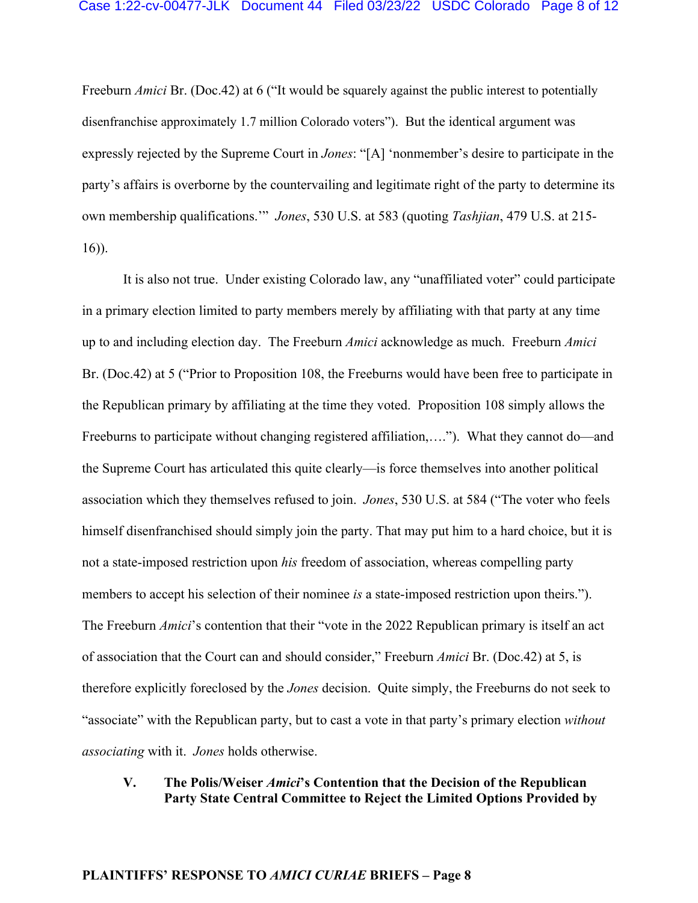Freeburn *Amici* Br. (Doc.42) at 6 ("It would be squarely against the public interest to potentially disenfranchise approximately 1.7 million Colorado voters"). But the identical argument was expressly rejected by the Supreme Court in *Jones*: "[A] 'nonmember's desire to participate in the party's affairs is overborne by the countervailing and legitimate right of the party to determine its own membership qualifications.'" *Jones*, 530 U.S. at 583 (quoting *Tashjian*, 479 U.S. at 215-16)).

It is also not true. Under existing Colorado law, any "unaffiliated voter" could participate in a primary election limited to party members merely by affiliating with that party at any time up to and including election day. The Freeburn *Amici* acknowledge as much. Freeburn *Amici* Br. (Doc.42) at 5 ("Prior to Proposition 108, the Freeburns would have been free to participate in the Republican primary by affiliating at the time they voted. Proposition 108 simply allows the Freeburns to participate without changing registered affiliation,…."). What they cannot do—and the Supreme Court has articulated this quite clearly—is force themselves into another political association which they themselves refused to join. *Jones*, 530 U.S. at 584 ("The voter who feels himself disenfranchised should simply join the party. That may put him to a hard choice, but it is not a state-imposed restriction upon *his* freedom of association, whereas compelling party members to accept his selection of their nominee *is* a state-imposed restriction upon theirs."). The Freeburn *Amici*'s contention that their "vote in the 2022 Republican primary is itself an act of association that the Court can and should consider," Freeburn *Amici* Br. (Doc.42) at 5, is therefore explicitly foreclosed by the *Jones* decision. Quite simply, the Freeburns do not seek to "associate" with the Republican party, but to cast a vote in that party's primary election *without associating* with it. *Jones* holds otherwise.

## V. The Polis/Weiser *Amici*'s Contention that the Decision of the Republican Party State Central Committee to Reject the Limited Options Provided by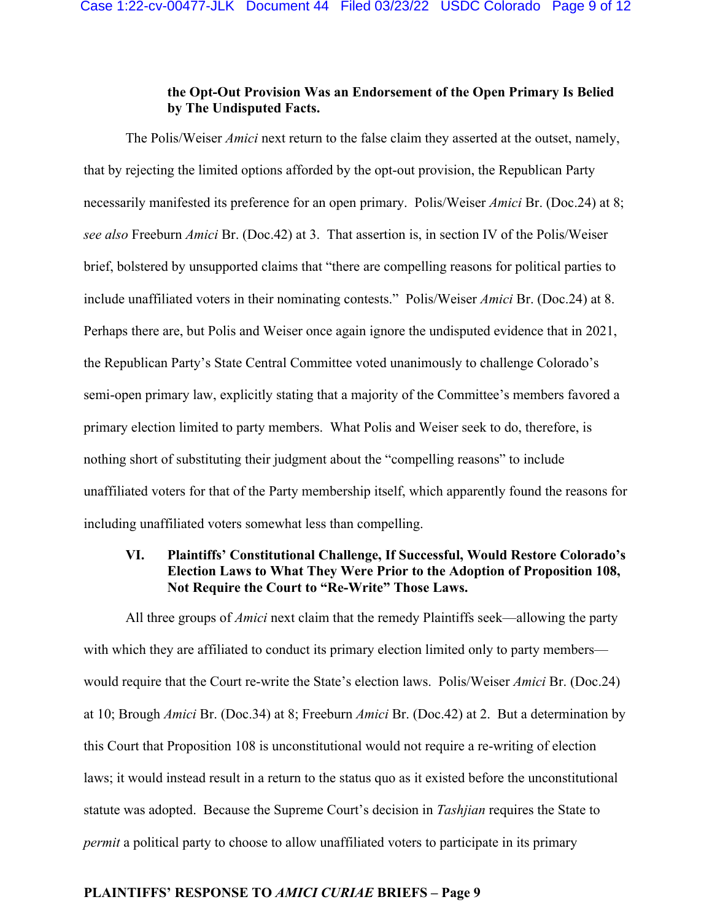**the Opt-Out Provision Was an Endorsement of the Open Primary Is Belied by The Undisputed Facts.**

The Polis/Weiser *Amici* next return to the false claim they asserted at the outset, namely, that by rejecting the limited options afforded by the opt-out provision, the Republican Party necessarily manifested its preference for an open primary. Polis/Weiser *Amici* Br. (Doc.24) at 8; *see also* Freeburn *Amici* Br. (Doc.42) at 3. That assertion is, in section IV of the Polis/Weiser brief, bolstered by unsupported claims that "there are compelling reasons for political parties to include unaffiliated voters in their nominating contests." Polis/Weiser *Amici* Br. (Doc.24) at 8. Perhaps there are, but Polis and Weiser once again ignore the undisputed evidence that in 2021, the Republican Party's State Central Committee voted unanimously to challenge Colorado's semi-open primary law, explicitly stating that a majority of the Committee's members favored a primary election limited to party members. What Polis and Weiser seek to do, therefore, is nothing short of substituting their judgment about the "compelling reasons" to include unaffiliated voters for that of the Party membership itself, which apparently found the reasons for including unaffiliated voters somewhat less than compelling.

## VI. Plaintiffs' Constitutional Challenge, If Successful, Would Restore Colorado's Election Laws to What They Were Prior to the Adoption of Proposition 108, Not Require the Court to "Re-Write" Those Laws.

All three groups of *Amici* next claim that the remedy Plaintiffs seek—allowing the party with which they are affiliated to conduct its primary election limited only to party members—would require that the Court re-write the State's election laws. Polis/Weiser *Amici* Br. (Doc.24) at 10; Brough *Amici* Br. (Doc.34) at 8; Freeburn *Amici* Br. (Doc.42) at 2. But a determination by this Court that Proposition 108 is unconstitutional would not require a re-writing of election laws; it would instead result in a return to the status quo as it existed before the unconstitutional statute was adopted. Because the Supreme Court's decision in *Tashjian* requires the State to *permit* a political party to choose to allow unaffiliated voters to participate in its primary

**PLAINTIFFS' RESPONSE TO *AMICI CURIAE* BRIEFS – Page 9**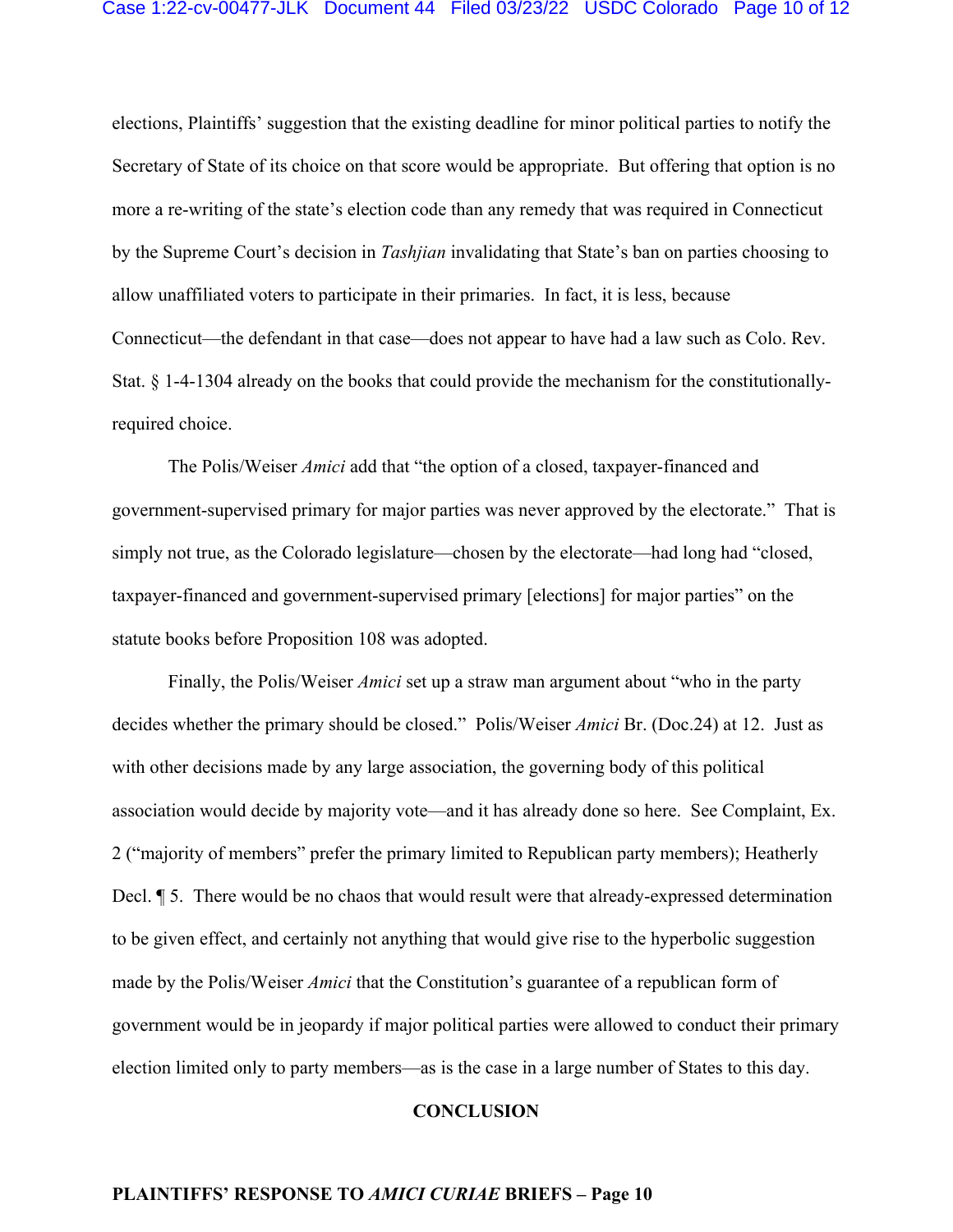elections, Plaintiffs' suggestion that the existing deadline for minor political parties to notify the Secretary of State of its choice on that score would be appropriate. But offering that option is no more a re-writing of the state's election code than any remedy that was required in Connecticut by the Supreme Court's decision in *Tashjian* invalidating that State's ban on parties choosing to allow unaffiliated voters to participate in their primaries. In fact, it is less, because Connecticut—the defendant in that case—does not appear to have had a law such as Colo. Rev. Stat. § 1-4-1304 already on the books that could provide the mechanism for the constitutionally-required choice.

The Polis/Weiser *Amici* add that "the option of a closed, taxpayer-financed and government-supervised primary for major parties was never approved by the electorate." That is simply not true, as the Colorado legislature—chosen by the electorate—had long had "closed, taxpayer-financed and government-supervised primary [elections] for major parties" on the statute books before Proposition 108 was adopted.

Finally, the Polis/Weiser *Amici* set up a straw man argument about "who in the party decides whether the primary should be closed." Polis/Weiser *Amici* Br. (Doc.24) at 12. Just as with other decisions made by any large association, the governing body of this political association would decide by majority vote—and it has already done so here. See Complaint, Ex. 2 ("majority of members" prefer the primary limited to Republican party members); Heatherly Decl. ¶ 5. There would be no chaos that would result were that already-expressed determination to be given effect, and certainly not anything that would give rise to the hyperbolic suggestion made by the Polis/Weiser *Amici* that the Constitution's guarantee of a republican form of government would be in jeopardy if major political parties were allowed to conduct their primary election limited only to party members—as is the case in a large number of States to this day.

## CONCLUSION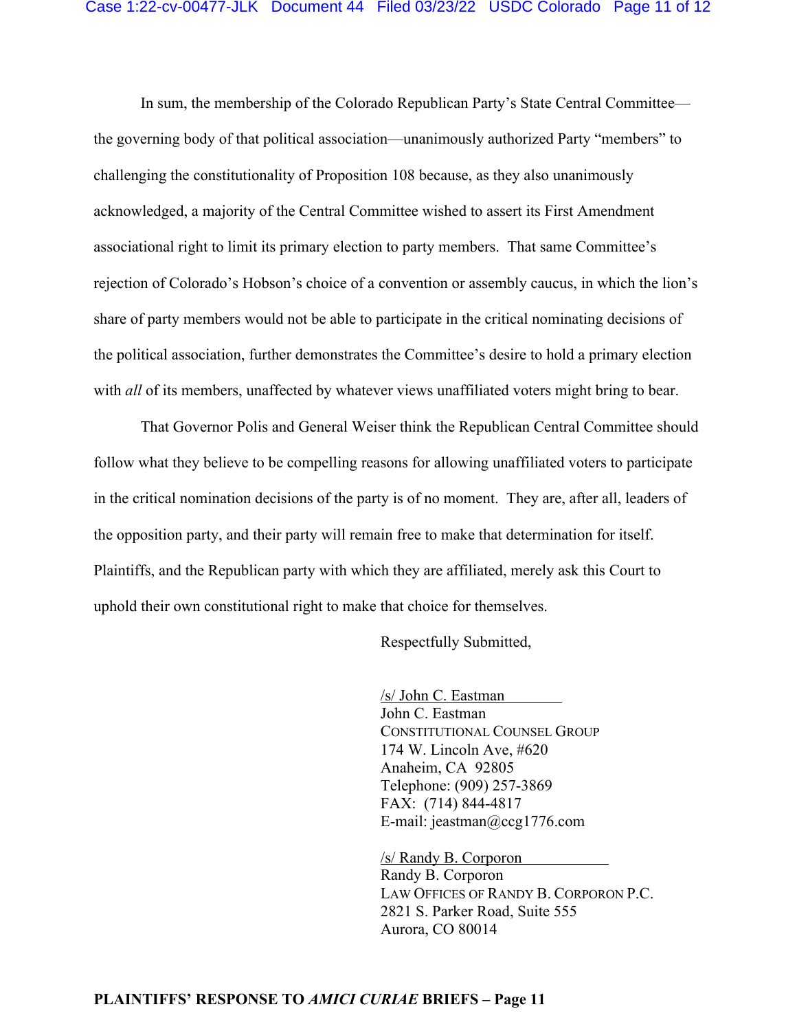In sum, the membership of the Colorado Republican Party's State Central Committee—the governing body of that political association—unanimously authorized Party "members" to challenging the constitutionality of Proposition 108 because, as they also unanimously acknowledged, a majority of the Central Committee wished to assert its First Amendment associational right to limit its primary election to party members. That same Committee's rejection of Colorado's Hobson's choice of a convention or assembly caucus, in which the lion's share of party members would not be able to participate in the critical nominating decisions of the political association, further demonstrates the Committee's desire to hold a primary election with *all* of its members, unaffected by whatever views unaffiliated voters might bring to bear.

That Governor Polis and General Weiser think the Republican Central Committee should follow what they believe to be compelling reasons for allowing unaffiliated voters to participate in the critical nomination decisions of the party is of no moment. They are, after all, leaders of the opposition party, and their party will remain free to make that determination for itself. Plaintiffs, and the Republican party with which they are affiliated, merely ask this Court to uphold their own constitutional right to make that choice for themselves.

Respectfully Submitted,

/s/ John C. Eastman
John C. Eastman
CONSTITUTIONAL COUNSEL GROUP
174 W. Lincoln Ave, #620
Anaheim, CA 92805
Telephone: (909) 257-3869
FAX: (714) 844-4817
E-mail: jeastman@ccg1776.com

/s/ Randy B. Corporon
Randy B. Corporon
LAW OFFICES OF RANDY B. CORPORON P.C.
2821 S. Parker Road, Suite 555
Aurora, CO 80014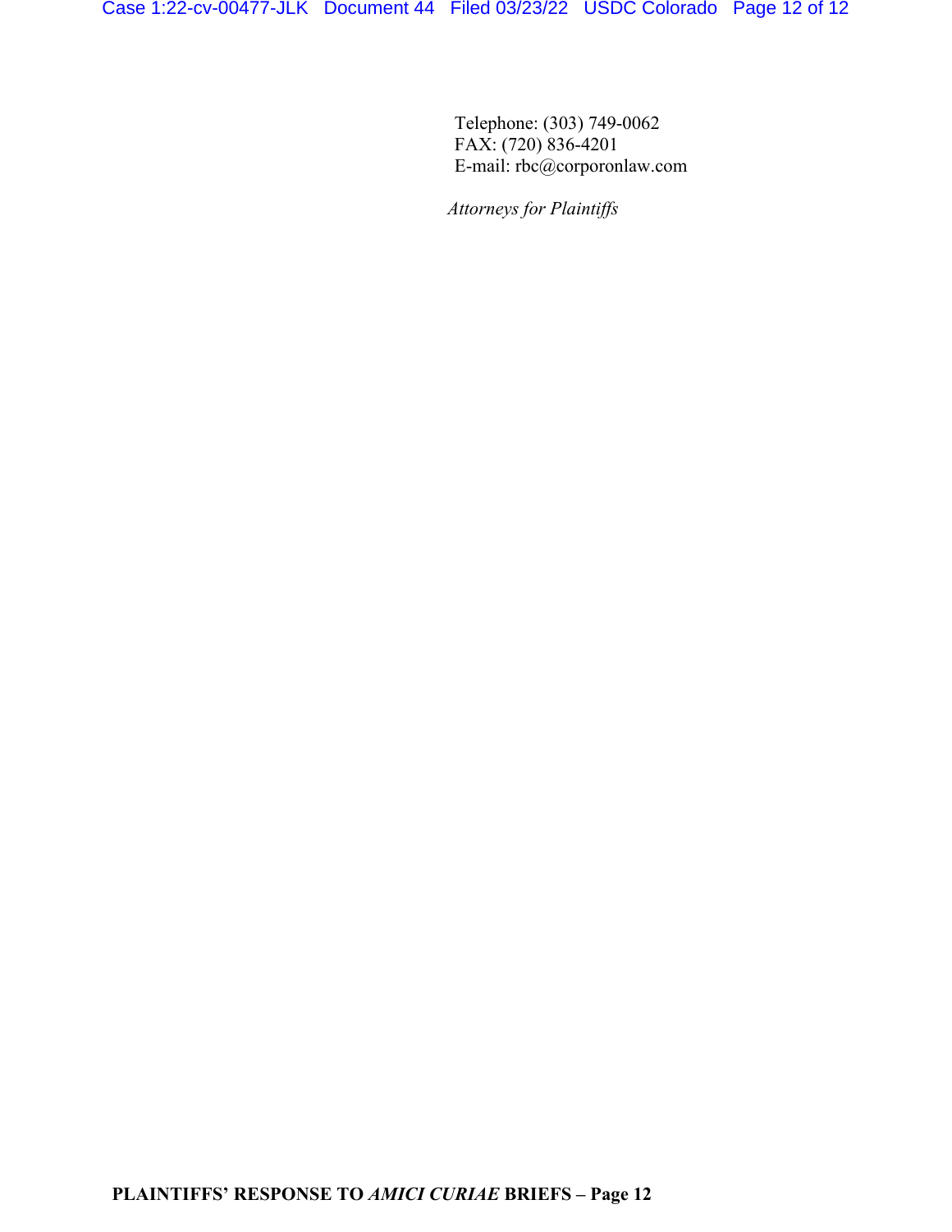Telephone: (303) 749-0062
FAX: (720) 836-4201
E-mail: rbc@corporonlaw.com

*Attorneys for Plaintiffs*